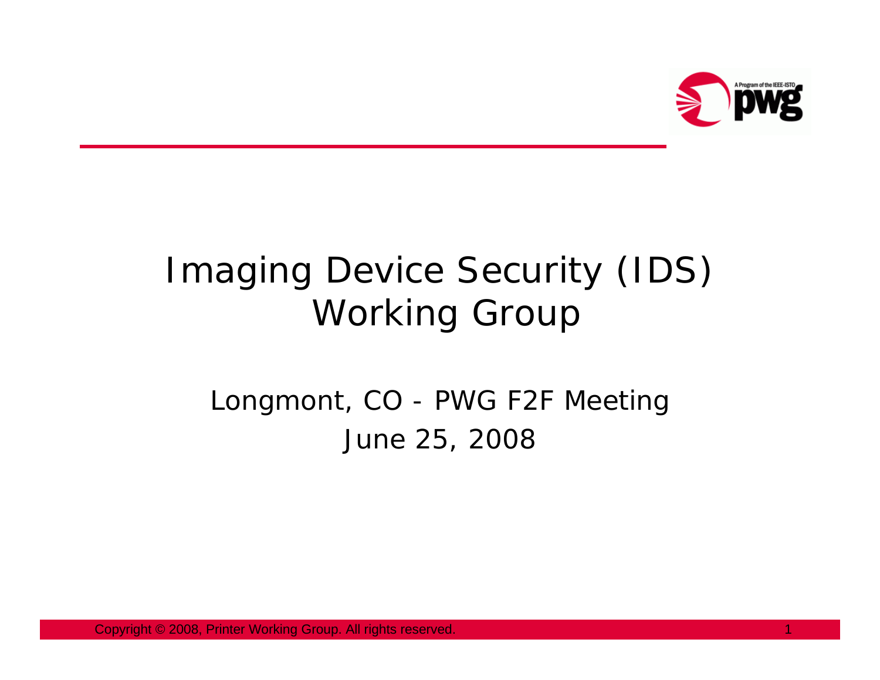# Imaging Device Security (IDS) Working Group

Longmont, CO - PWG F2F Meeting

June 25, 2008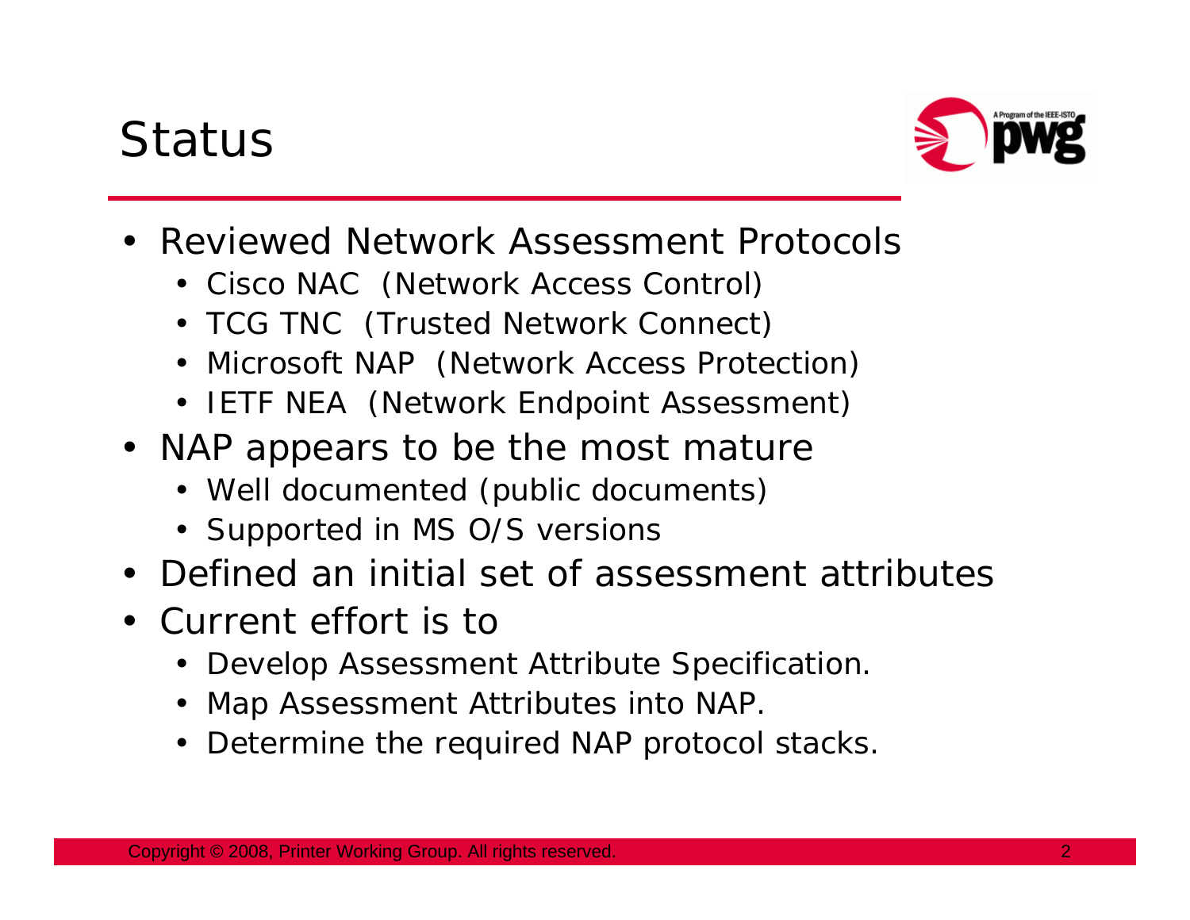# Status

- Reviewed Network Assessment Protocols
  - Cisco NAC (Network Access Control)
  - TCG TNC (Trusted Network Connect)
  - Microsoft NAP (Network Access Protection)
  - IETF NEA (Network Endpoint Assessment)
- NAP appears to be the most mature
  - Well documented (public documents)
  - Supported in MS O/S versions
- Defined an initial set of assessment attributes
- Current effort is to
  - Develop Assessment Attribute Specification.
  - Map Assessment Attributes into NAP.
  - Determine the required NAP protocol stacks.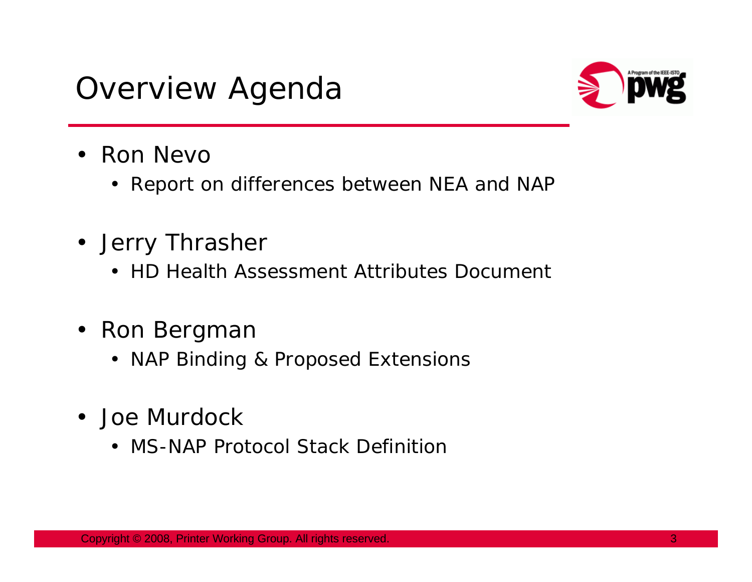# Overview Agenda

- Ron Nevo
  - Report on differences between NEA and NAP
- Jerry Thrasher
  - HD Health Assessment Attributes Document
- Ron Bergman
  - NAP Binding & Proposed Extensions
- Joe Murdock
  - MS-NAP Protocol Stack Definition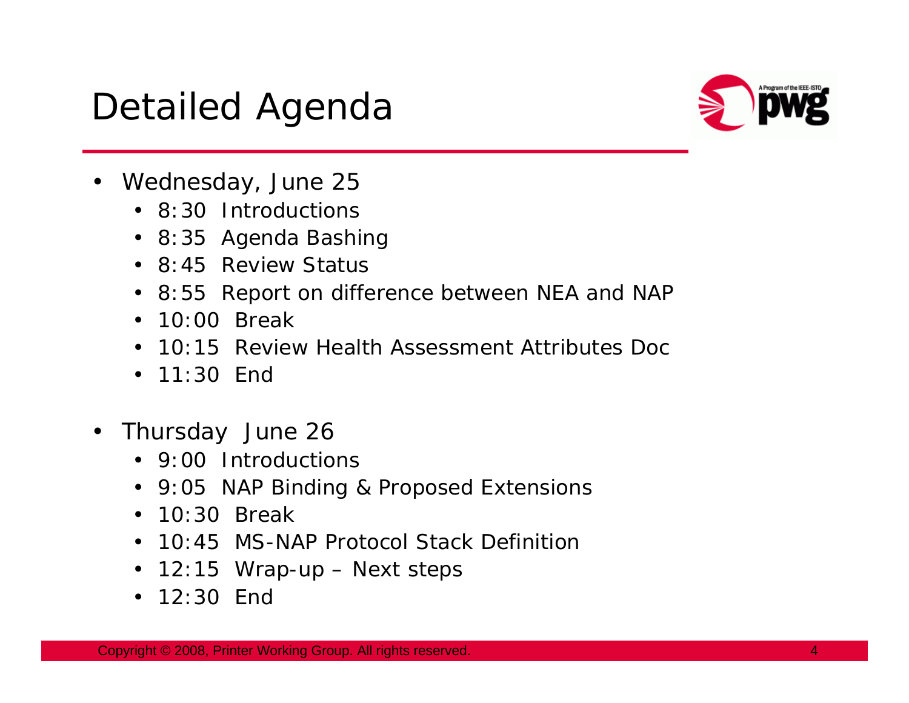# Detailed Agenda

- Wednesday, June 25
  - 8:30 Introductions
  - 8:35 Agenda Bashing
  - 8:45 Review Status
  - 8:55 Report on difference between NEA and NAP
  - 10:00 Break
  - 10:15 Review Health Assessment Attributes Doc
  - 11:30 End
- Thursday June 26
  - 9:00 Introductions
  - 9:05 NAP Binding & Proposed Extensions
  - 10:30 Break
  - 10:45 MS-NAP Protocol Stack Definition
  - 12:15 Wrap-up – Next steps
  - 12:30 End

Copyright © 2008, Printer Working Group. All rights reserved.